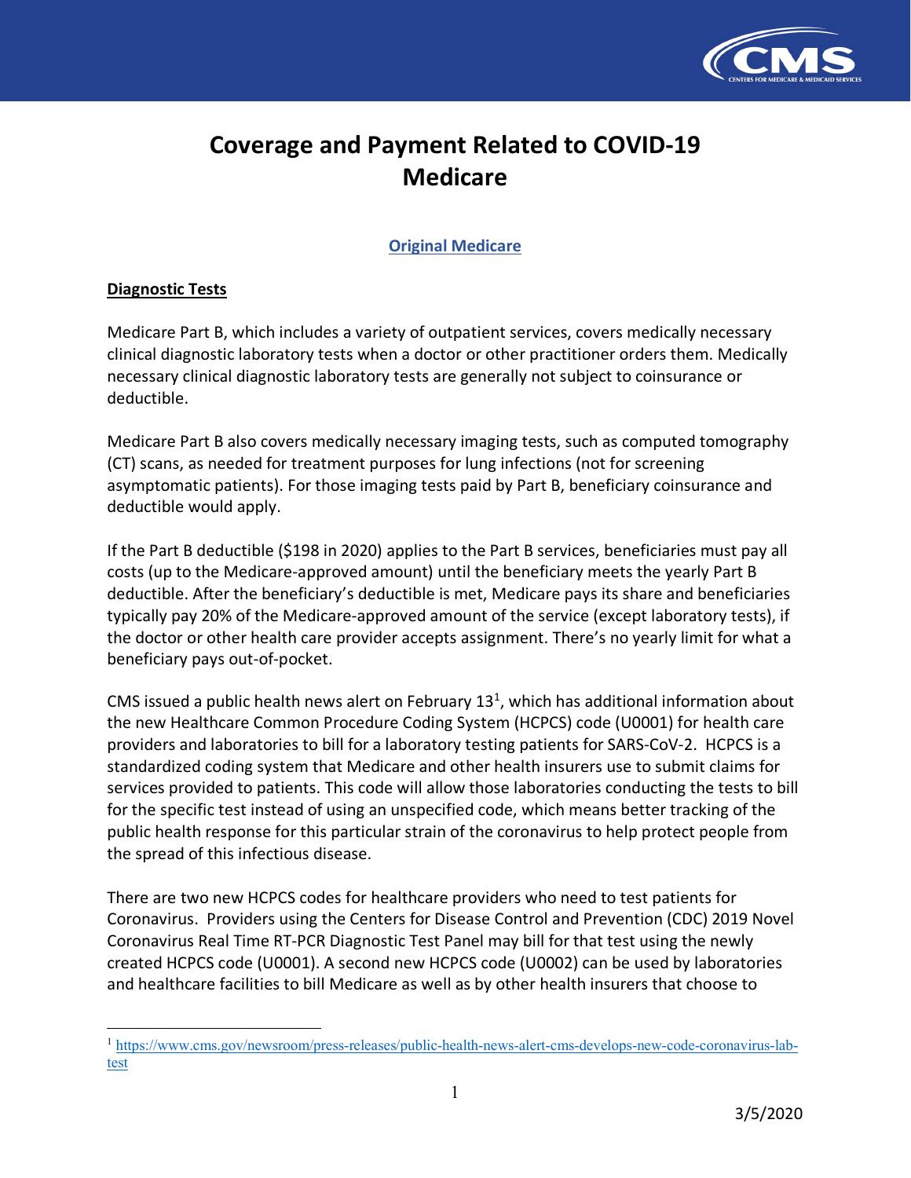# Coverage and Payment Related to COVID-19 Medicare

## Original Medicare

### Diagnostic Tests

Medicare Part B, which includes a variety of outpatient services, covers medically necessary clinical diagnostic laboratory tests when a doctor or other practitioner orders them. Medically necessary clinical diagnostic laboratory tests are generally not subject to coinsurance or deductible.

Medicare Part B also covers medically necessary imaging tests, such as computed tomography (CT) scans, as needed for treatment purposes for lung infections (not for screening asymptomatic patients). For those imaging tests paid by Part B, beneficiary coinsurance and deductible would apply.

If the Part B deductible ($198 in 2020) applies to the Part B services, beneficiaries must pay all costs (up to the Medicare-approved amount) until the beneficiary meets the yearly Part B deductible. After the beneficiary's deductible is met, Medicare pays its share and beneficiaries typically pay 20% of the Medicare-approved amount of the service (except laboratory tests), if the doctor or other health care provider accepts assignment. There's no yearly limit for what a beneficiary pays out-of-pocket.

CMS issued a public health news alert on February 13[1], which has additional information about the new Healthcare Common Procedure Coding System (HCPCS) code (U0001) for health care providers and laboratories to bill for a laboratory testing patients for SARS-CoV-2. HCPCS is a standardized coding system that Medicare and other health insurers use to submit claims for services provided to patients. This code will allow those laboratories conducting the tests to bill for the specific test instead of using an unspecified code, which means better tracking of the public health response for this particular strain of the coronavirus to help protect people from the spread of this infectious disease.

There are two new HCPCS codes for healthcare providers who need to test patients for Coronavirus. Providers using the Centers for Disease Control and Prevention (CDC) 2019 Novel Coronavirus Real Time RT-PCR Diagnostic Test Panel may bill for that test using the newly created HCPCS code (U0001). A second new HCPCS code (U0002) can be used by laboratories and healthcare facilities to bill Medicare as well as by other health insurers that choose to

---

[1] https://www.cms.gov/newsroom/press-releases/public-health-news-alert-cms-develops-new-code-coronavirus-lab-test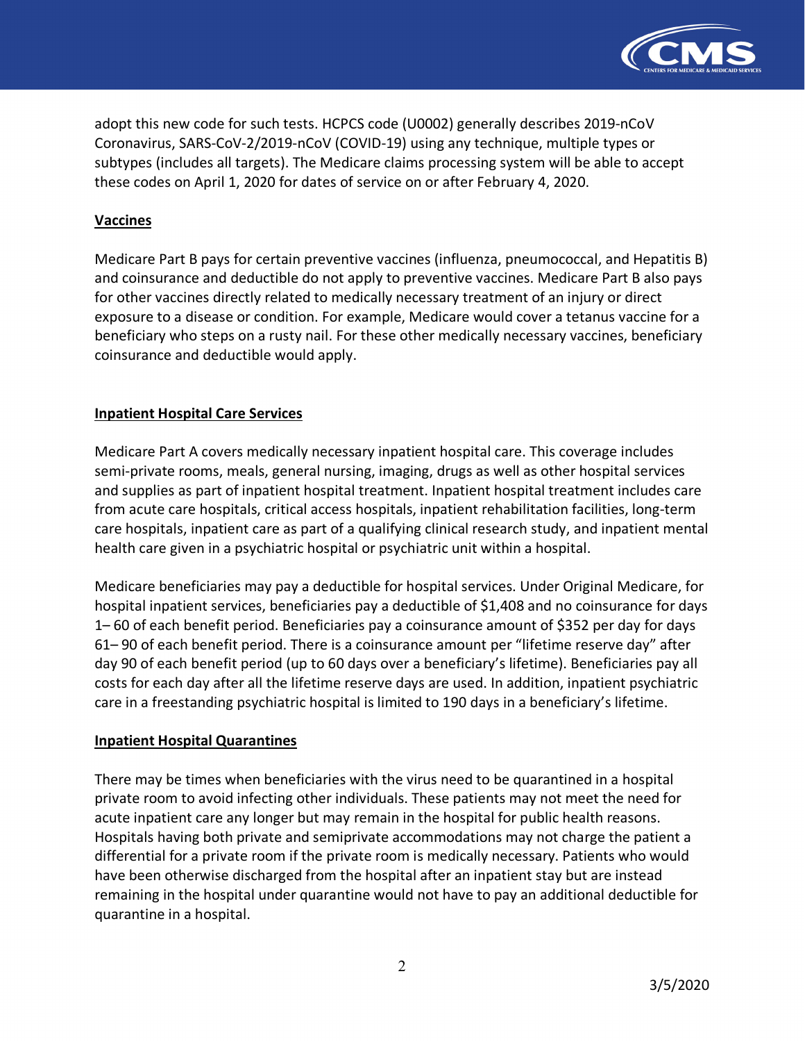adopt this new code for such tests. HCPCS code (U0002) generally describes 2019-nCoV Coronavirus, SARS-CoV-2/2019-nCoV (COVID-19) using any technique, multiple types or subtypes (includes all targets). The Medicare claims processing system will be able to accept these codes on April 1, 2020 for dates of service on or after February 4, 2020.

## Vaccines

Medicare Part B pays for certain preventive vaccines (influenza, pneumococcal, and Hepatitis B) and coinsurance and deductible do not apply to preventive vaccines. Medicare Part B also pays for other vaccines directly related to medically necessary treatment of an injury or direct exposure to a disease or condition. For example, Medicare would cover a tetanus vaccine for a beneficiary who steps on a rusty nail. For these other medically necessary vaccines, beneficiary coinsurance and deductible would apply.

## Inpatient Hospital Care Services

Medicare Part A covers medically necessary inpatient hospital care. This coverage includes semi-private rooms, meals, general nursing, imaging, drugs as well as other hospital services and supplies as part of inpatient hospital treatment. Inpatient hospital treatment includes care from acute care hospitals, critical access hospitals, inpatient rehabilitation facilities, long-term care hospitals, inpatient care as part of a qualifying clinical research study, and inpatient mental health care given in a psychiatric hospital or psychiatric unit within a hospital.

Medicare beneficiaries may pay a deductible for hospital services. Under Original Medicare, for hospital inpatient services, beneficiaries pay a deductible of $1,408 and no coinsurance for days 1– 60 of each benefit period. Beneficiaries pay a coinsurance amount of $352 per day for days 61– 90 of each benefit period. There is a coinsurance amount per "lifetime reserve day" after day 90 of each benefit period (up to 60 days over a beneficiary's lifetime). Beneficiaries pay all costs for each day after all the lifetime reserve days are used. In addition, inpatient psychiatric care in a freestanding psychiatric hospital is limited to 190 days in a beneficiary's lifetime.

## Inpatient Hospital Quarantines

There may be times when beneficiaries with the virus need to be quarantined in a hospital private room to avoid infecting other individuals. These patients may not meet the need for acute inpatient care any longer but may remain in the hospital for public health reasons. Hospitals having both private and semiprivate accommodations may not charge the patient a differential for a private room if the private room is medically necessary. Patients who would have been otherwise discharged from the hospital after an inpatient stay but are instead remaining in the hospital under quarantine would not have to pay an additional deductible for quarantine in a hospital.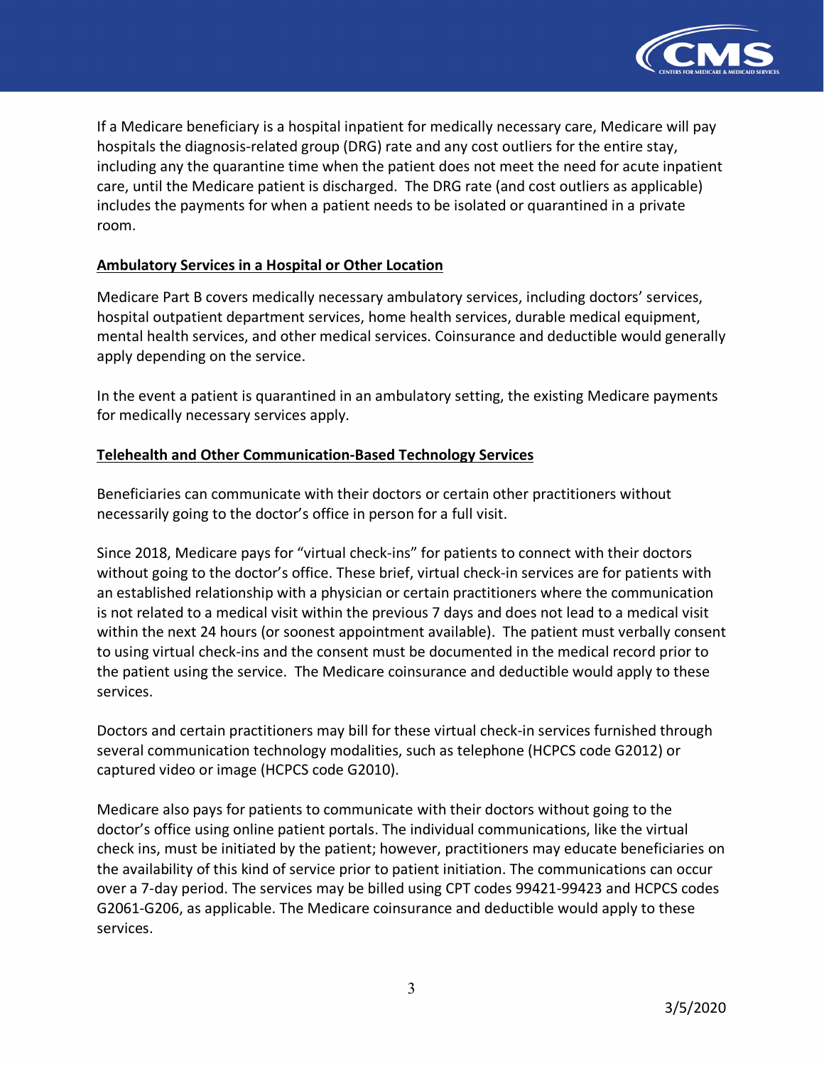If a Medicare beneficiary is a hospital inpatient for medically necessary care, Medicare will pay hospitals the diagnosis-related group (DRG) rate and any cost outliers for the entire stay, including any the quarantine time when the patient does not meet the need for acute inpatient care, until the Medicare patient is discharged. The DRG rate (and cost outliers as applicable) includes the payments for when a patient needs to be isolated or quarantined in a private room.

**Ambulatory Services in a Hospital or Other Location**

Medicare Part B covers medically necessary ambulatory services, including doctors' services, hospital outpatient department services, home health services, durable medical equipment, mental health services, and other medical services. Coinsurance and deductible would generally apply depending on the service.

In the event a patient is quarantined in an ambulatory setting, the existing Medicare payments for medically necessary services apply.

**Telehealth and Other Communication-Based Technology Services**

Beneficiaries can communicate with their doctors or certain other practitioners without necessarily going to the doctor's office in person for a full visit.

Since 2018, Medicare pays for "virtual check-ins" for patients to connect with their doctors without going to the doctor's office. These brief, virtual check-in services are for patients with an established relationship with a physician or certain practitioners where the communication is not related to a medical visit within the previous 7 days and does not lead to a medical visit within the next 24 hours (or soonest appointment available). The patient must verbally consent to using virtual check-ins and the consent must be documented in the medical record prior to the patient using the service. The Medicare coinsurance and deductible would apply to these services.

Doctors and certain practitioners may bill for these virtual check-in services furnished through several communication technology modalities, such as telephone (HCPCS code G2012) or captured video or image (HCPCS code G2010).

Medicare also pays for patients to communicate with their doctors without going to the doctor's office using online patient portals. The individual communications, like the virtual check ins, must be initiated by the patient; however, practitioners may educate beneficiaries on the availability of this kind of service prior to patient initiation. The communications can occur over a 7-day period. The services may be billed using CPT codes 99421-99423 and HCPCS codes G2061-G206, as applicable. The Medicare coinsurance and deductible would apply to these services.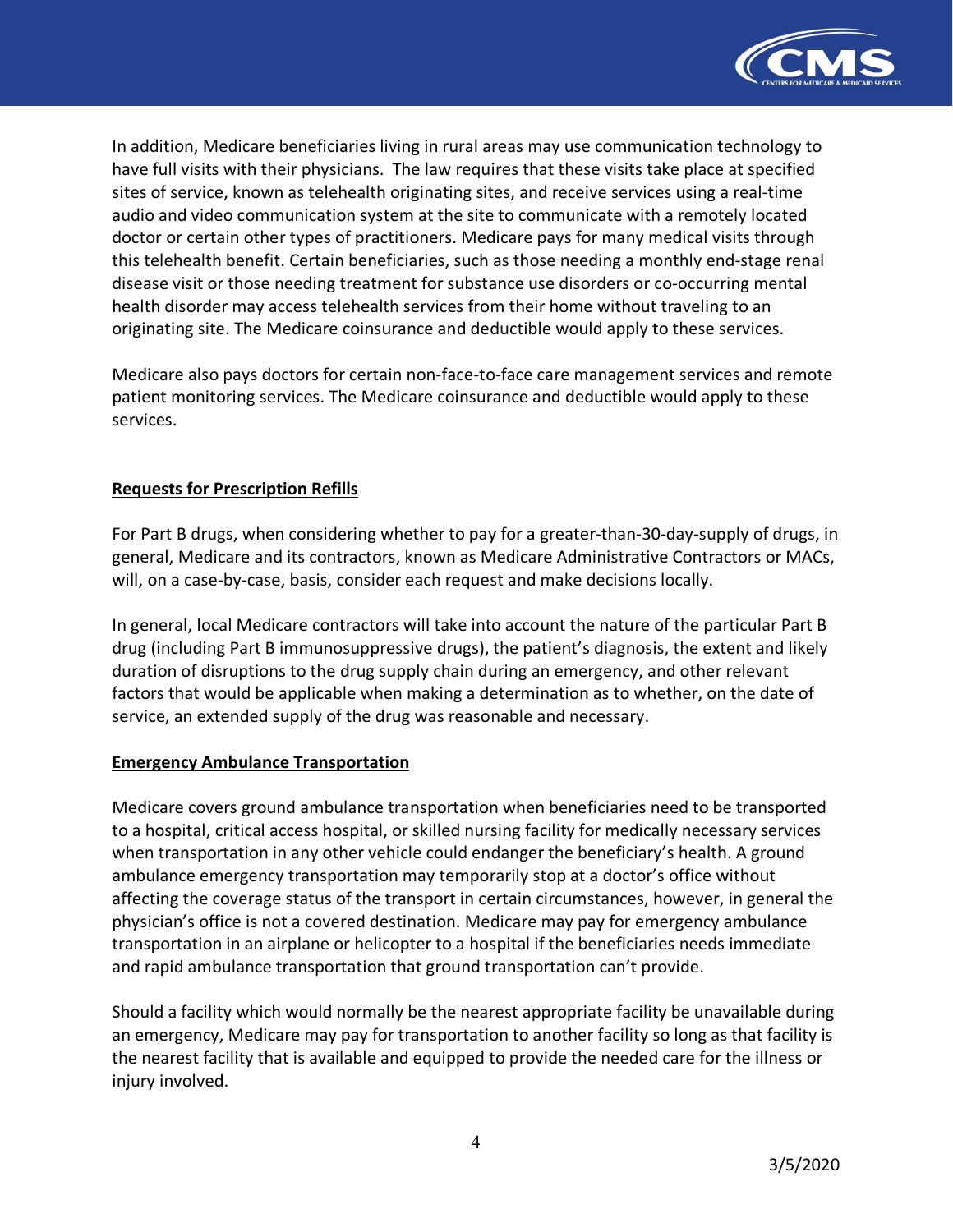In addition, Medicare beneficiaries living in rural areas may use communication technology to have full visits with their physicians. The law requires that these visits take place at specified sites of service, known as telehealth originating sites, and receive services using a real-time audio and video communication system at the site to communicate with a remotely located doctor or certain other types of practitioners. Medicare pays for many medical visits through this telehealth benefit. Certain beneficiaries, such as those needing a monthly end-stage renal disease visit or those needing treatment for substance use disorders or co-occurring mental health disorder may access telehealth services from their home without traveling to an originating site. The Medicare coinsurance and deductible would apply to these services.

Medicare also pays doctors for certain non-face-to-face care management services and remote patient monitoring services. The Medicare coinsurance and deductible would apply to these services.

## Requests for Prescription Refills

For Part B drugs, when considering whether to pay for a greater-than-30-day-supply of drugs, in general, Medicare and its contractors, known as Medicare Administrative Contractors or MACs, will, on a case-by-case, basis, consider each request and make decisions locally.

In general, local Medicare contractors will take into account the nature of the particular Part B drug (including Part B immunosuppressive drugs), the patient's diagnosis, the extent and likely duration of disruptions to the drug supply chain during an emergency, and other relevant factors that would be applicable when making a determination as to whether, on the date of service, an extended supply of the drug was reasonable and necessary.

## Emergency Ambulance Transportation

Medicare covers ground ambulance transportation when beneficiaries need to be transported to a hospital, critical access hospital, or skilled nursing facility for medically necessary services when transportation in any other vehicle could endanger the beneficiary's health. A ground ambulance emergency transportation may temporarily stop at a doctor's office without affecting the coverage status of the transport in certain circumstances, however, in general the physician's office is not a covered destination. Medicare may pay for emergency ambulance transportation in an airplane or helicopter to a hospital if the beneficiaries needs immediate and rapid ambulance transportation that ground transportation can't provide.

Should a facility which would normally be the nearest appropriate facility be unavailable during an emergency, Medicare may pay for transportation to another facility so long as that facility is the nearest facility that is available and equipped to provide the needed care for the illness or injury involved.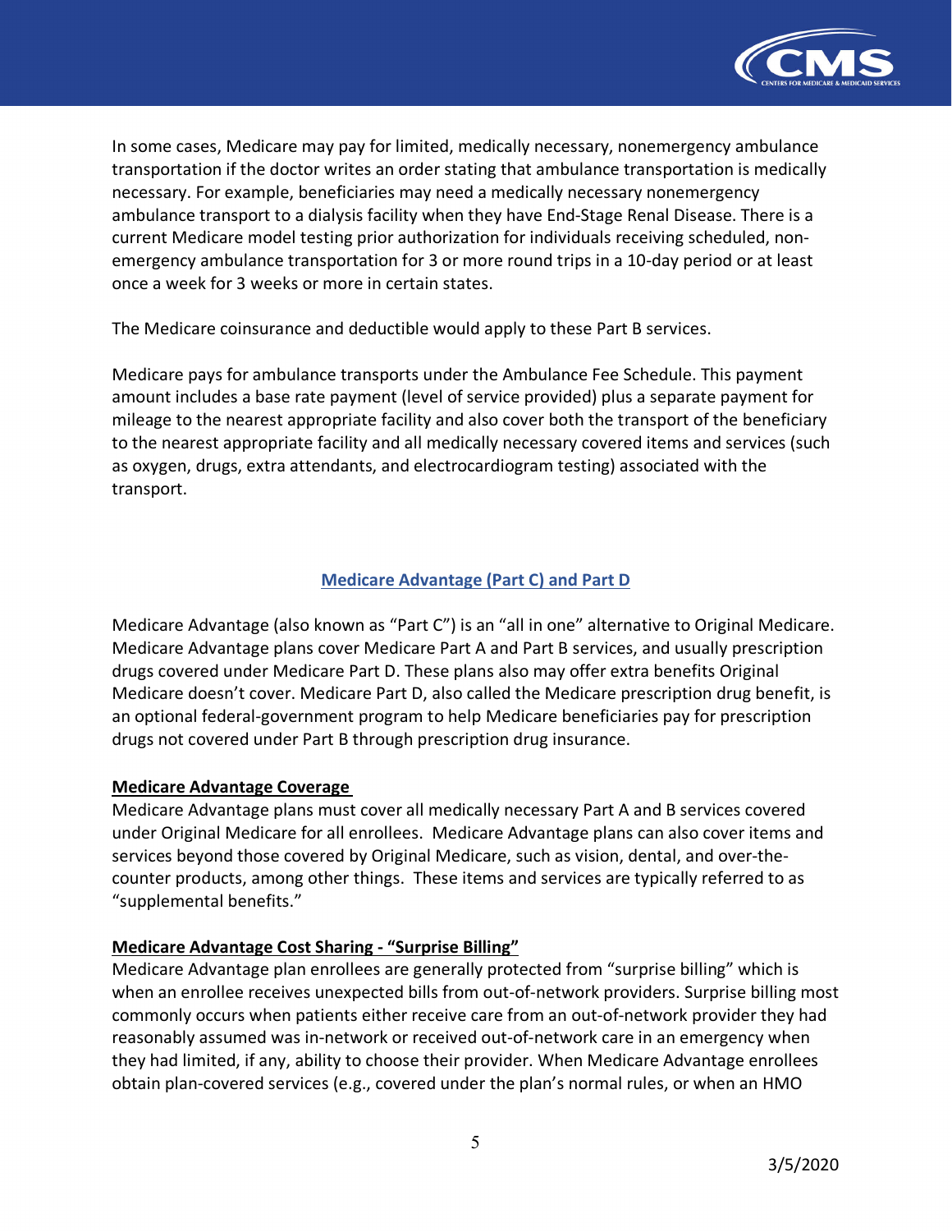In some cases, Medicare may pay for limited, medically necessary, nonemergency ambulance transportation if the doctor writes an order stating that ambulance transportation is medically necessary. For example, beneficiaries may need a medically necessary nonemergency ambulance transport to a dialysis facility when they have End-Stage Renal Disease. There is a current Medicare model testing prior authorization for individuals receiving scheduled, non-emergency ambulance transportation for 3 or more round trips in a 10-day period or at least once a week for 3 weeks or more in certain states.

The Medicare coinsurance and deductible would apply to these Part B services.

Medicare pays for ambulance transports under the Ambulance Fee Schedule. This payment amount includes a base rate payment (level of service provided) plus a separate payment for mileage to the nearest appropriate facility and also cover both the transport of the beneficiary to the nearest appropriate facility and all medically necessary covered items and services (such as oxygen, drugs, extra attendants, and electrocardiogram testing) associated with the transport.

## Medicare Advantage (Part C) and Part D

Medicare Advantage (also known as "Part C") is an "all in one" alternative to Original Medicare. Medicare Advantage plans cover Medicare Part A and Part B services, and usually prescription drugs covered under Medicare Part D. These plans also may offer extra benefits Original Medicare doesn't cover. Medicare Part D, also called the Medicare prescription drug benefit, is an optional federal-government program to help Medicare beneficiaries pay for prescription drugs not covered under Part B through prescription drug insurance.

### Medicare Advantage Coverage

Medicare Advantage plans must cover all medically necessary Part A and B services covered under Original Medicare for all enrollees. Medicare Advantage plans can also cover items and services beyond those covered by Original Medicare, such as vision, dental, and over-the-counter products, among other things. These items and services are typically referred to as "supplemental benefits."

### Medicare Advantage Cost Sharing - "Surprise Billing"

Medicare Advantage plan enrollees are generally protected from "surprise billing" which is when an enrollee receives unexpected bills from out-of-network providers. Surprise billing most commonly occurs when patients either receive care from an out-of-network provider they had reasonably assumed was in-network or received out-of-network care in an emergency when they had limited, if any, ability to choose their provider. When Medicare Advantage enrollees obtain plan-covered services (e.g., covered under the plan's normal rules, or when an HMO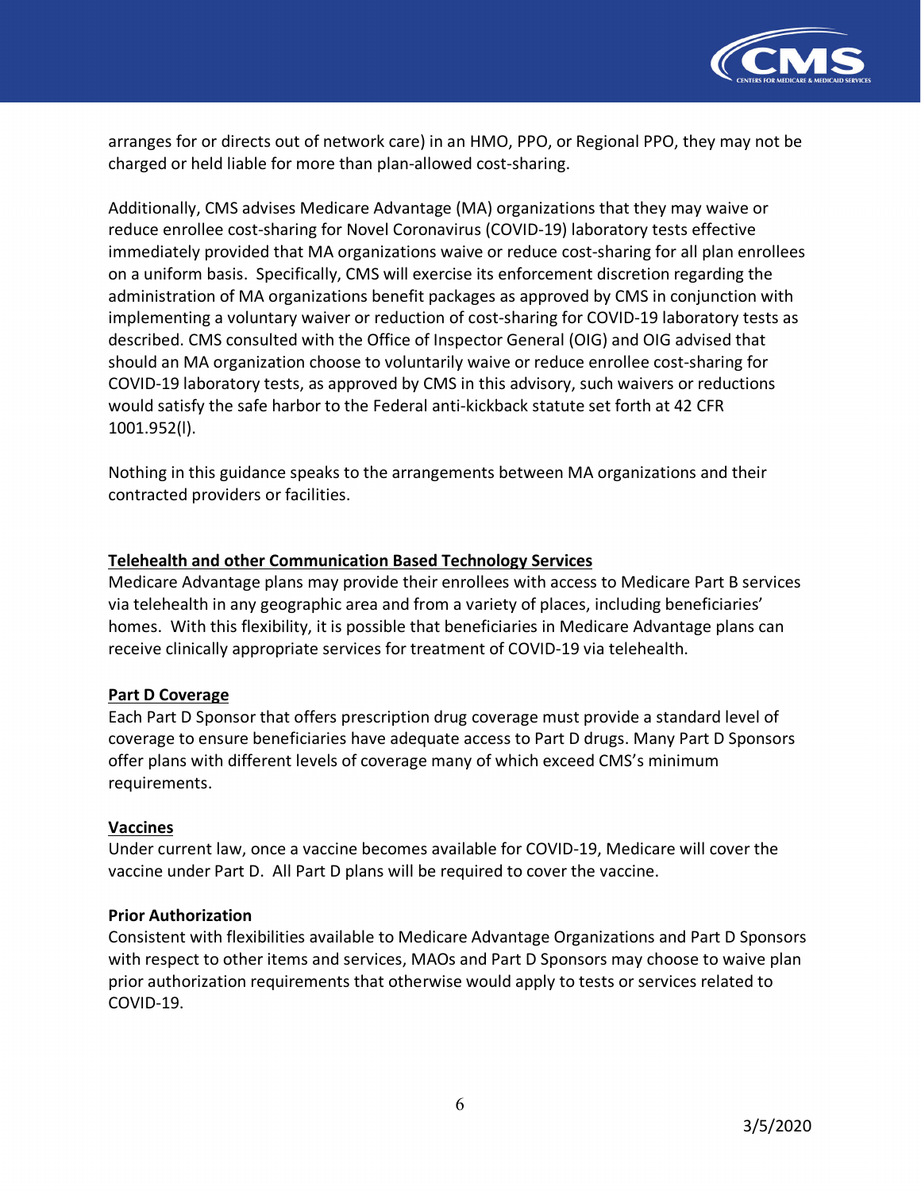arranges for or directs out of network care) in an HMO, PPO, or Regional PPO, they may not be charged or held liable for more than plan-allowed cost-sharing.

Additionally, CMS advises Medicare Advantage (MA) organizations that they may waive or reduce enrollee cost-sharing for Novel Coronavirus (COVID-19) laboratory tests effective immediately provided that MA organizations waive or reduce cost-sharing for all plan enrollees on a uniform basis. Specifically, CMS will exercise its enforcement discretion regarding the administration of MA organizations benefit packages as approved by CMS in conjunction with implementing a voluntary waiver or reduction of cost-sharing for COVID-19 laboratory tests as described. CMS consulted with the Office of Inspector General (OIG) and OIG advised that should an MA organization choose to voluntarily waive or reduce enrollee cost-sharing for COVID-19 laboratory tests, as approved by CMS in this advisory, such waivers or reductions would satisfy the safe harbor to the Federal anti-kickback statute set forth at 42 CFR 1001.952(l).

Nothing in this guidance speaks to the arrangements between MA organizations and their contracted providers or facilities.

**Telehealth and other Communication Based Technology Services**

Medicare Advantage plans may provide their enrollees with access to Medicare Part B services via telehealth in any geographic area and from a variety of places, including beneficiaries' homes. With this flexibility, it is possible that beneficiaries in Medicare Advantage plans can receive clinically appropriate services for treatment of COVID-19 via telehealth.

**Part D Coverage**

Each Part D Sponsor that offers prescription drug coverage must provide a standard level of coverage to ensure beneficiaries have adequate access to Part D drugs. Many Part D Sponsors offer plans with different levels of coverage many of which exceed CMS's minimum requirements.

**Vaccines**

Under current law, once a vaccine becomes available for COVID-19, Medicare will cover the vaccine under Part D. All Part D plans will be required to cover the vaccine.

**Prior Authorization**

Consistent with flexibilities available to Medicare Advantage Organizations and Part D Sponsors with respect to other items and services, MAOs and Part D Sponsors may choose to waive plan prior authorization requirements that otherwise would apply to tests or services related to COVID-19.